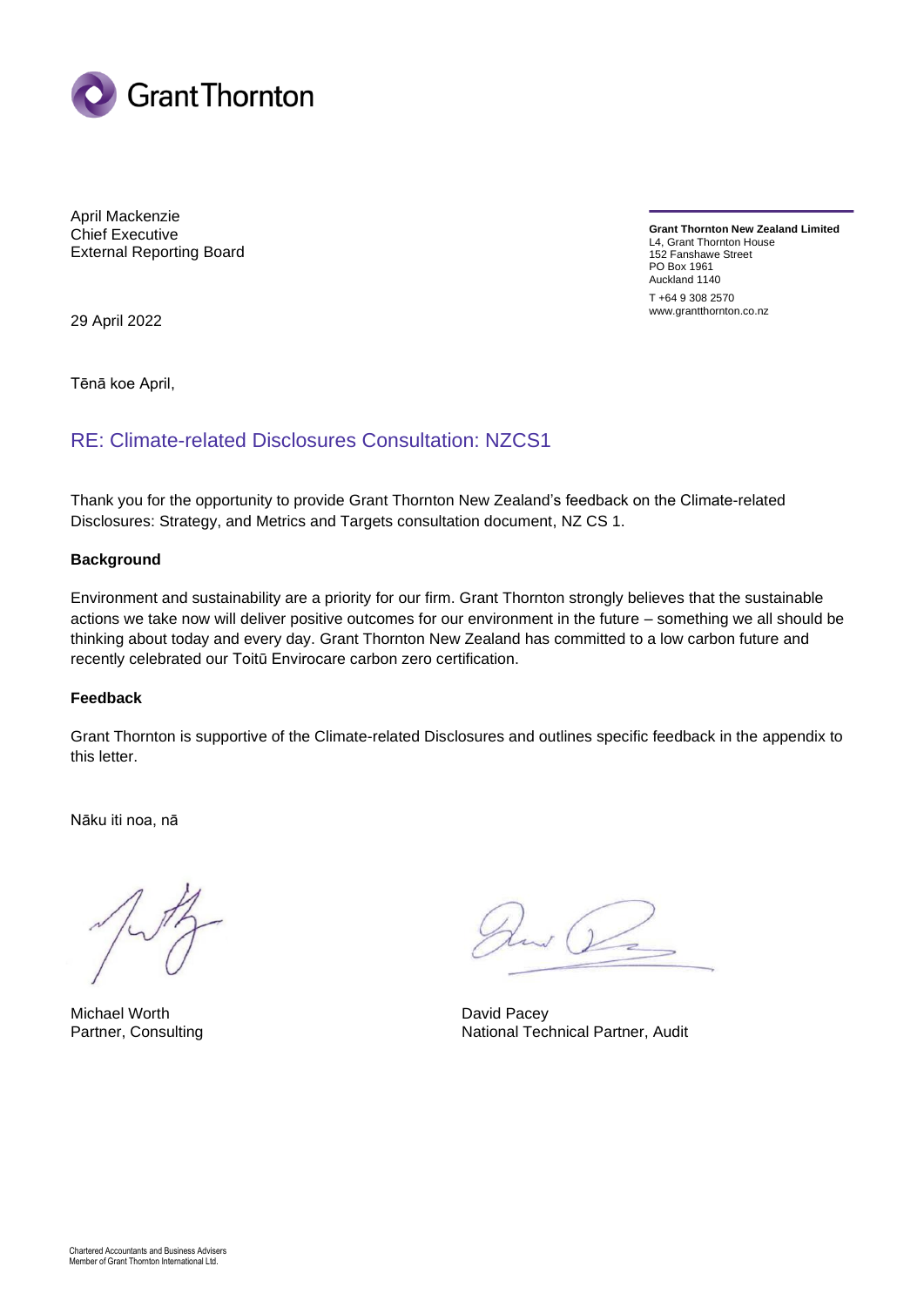Grant Thornton

April Mackenzie
Chief Executive
External Reporting Board

**Grant Thornton New Zealand Limited**
L4, Grant Thornton House
152 Fanshawe Street
PO Box 1961
Auckland 1140

T +64 9 308 2570
www.grantthornton.co.nz

29 April 2022

Tēnā koe April,

## RE: Climate-related Disclosures Consultation: NZCS1

Thank you for the opportunity to provide Grant Thornton New Zealand's feedback on the Climate-related Disclosures: Strategy, and Metrics and Targets consultation document, NZ CS 1.

**Background**

Environment and sustainability are a priority for our firm. Grant Thornton strongly believes that the sustainable actions we take now will deliver positive outcomes for our environment in the future – something we all should be thinking about today and every day. Grant Thornton New Zealand has committed to a low carbon future and recently celebrated our Toitū Envirocare carbon zero certification.

**Feedback**

Grant Thornton is supportive of the Climate-related Disclosures and outlines specific feedback in the appendix to this letter.

Nāku iti noa, nā

Michael Worth
Partner, Consulting

David Pacey
National Technical Partner, Audit

Chartered Accountants and Business Advisers
Member of Grant Thornton International Ltd.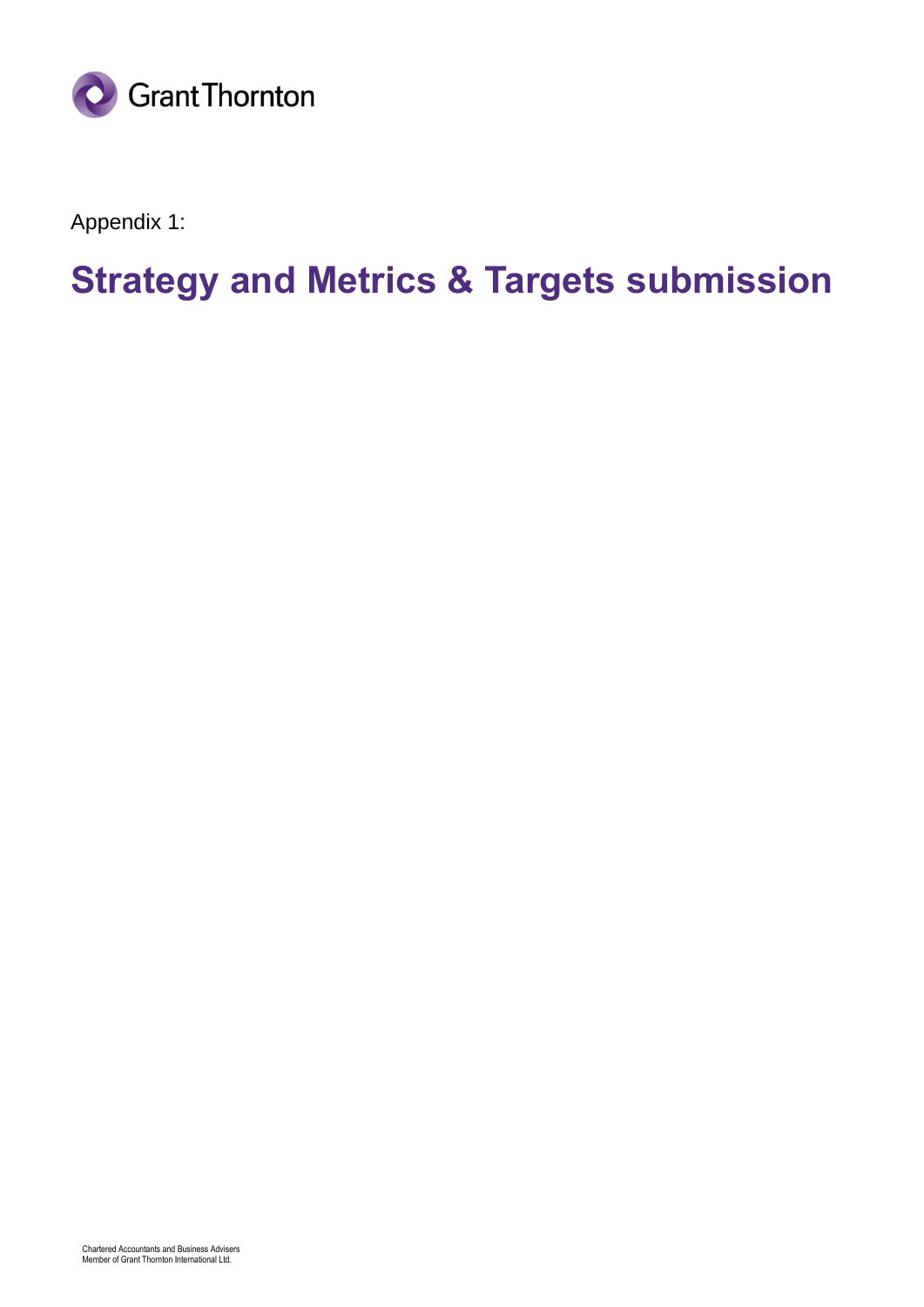Appendix 1:

# Strategy and Metrics & Targets submission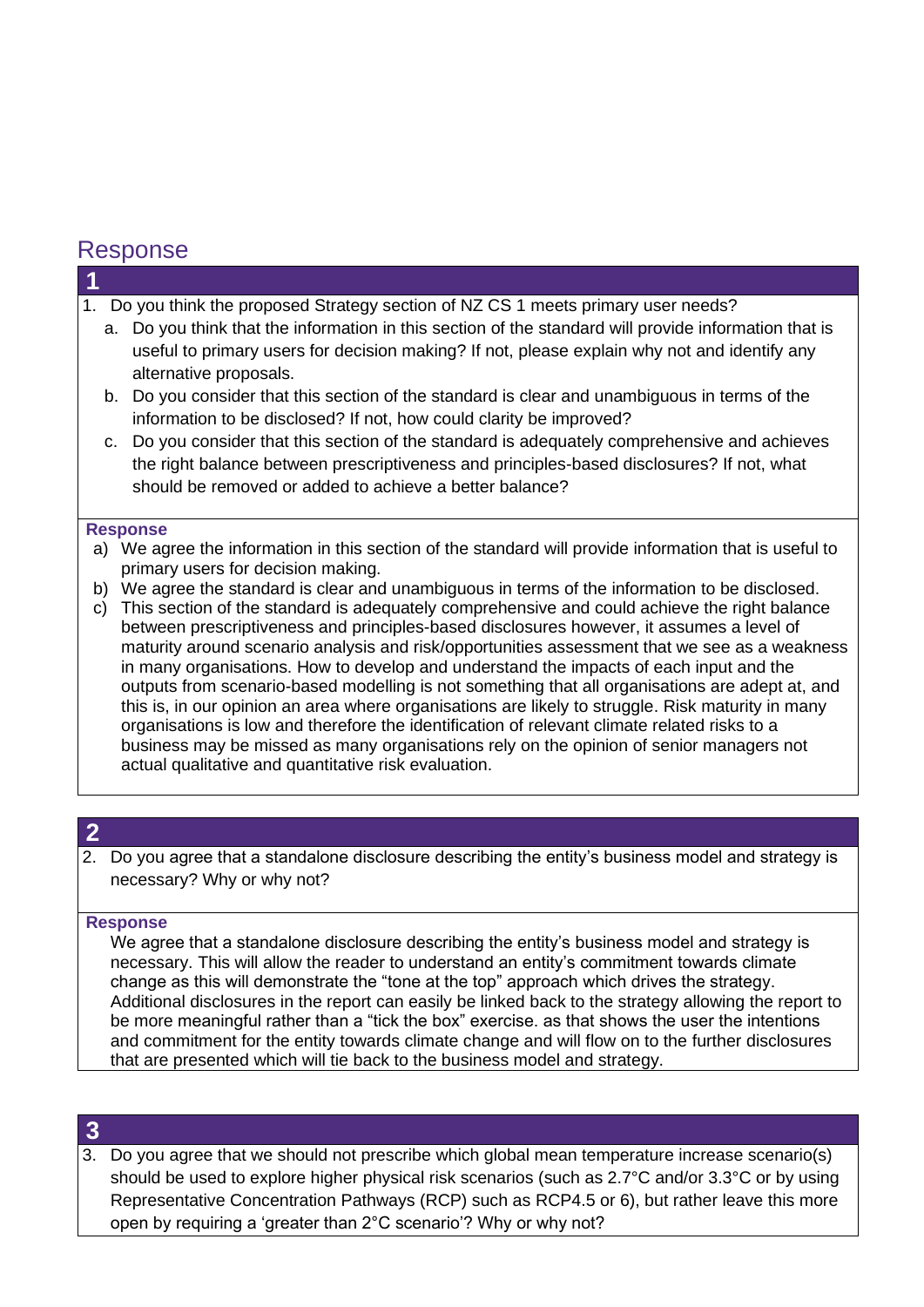## Response

### 1

1. Do you think the proposed Strategy section of NZ CS 1 meets primary user needs?
   a. Do you think that the information in this section of the standard will provide information that is useful to primary users for decision making? If not, please explain why not and identify any alternative proposals.
   b. Do you consider that this section of the standard is clear and unambiguous in terms of the information to be disclosed? If not, how could clarity be improved?
   c. Do you consider that this section of the standard is adequately comprehensive and achieves the right balance between prescriptiveness and principles-based disclosures? If not, what should be removed or added to achieve a better balance?

**Response**

a) We agree the information in this section of the standard will provide information that is useful to primary users for decision making.

b) We agree the standard is clear and unambiguous in terms of the information to be disclosed.

c) This section of the standard is adequately comprehensive and could achieve the right balance between prescriptiveness and principles-based disclosures however, it assumes a level of maturity around scenario analysis and risk/opportunities assessment that we see as a weakness in many organisations. How to develop and understand the impacts of each input and the outputs from scenario-based modelling is not something that all organisations are adept at, and this is, in our opinion an area where organisations are likely to struggle. Risk maturity in many organisations is low and therefore the identification of relevant climate related risks to a business may be missed as many organisations rely on the opinion of senior managers not actual qualitative and quantitative risk evaluation.

### 2

2. Do you agree that a standalone disclosure describing the entity's business model and strategy is necessary? Why or why not?

**Response**

We agree that a standalone disclosure describing the entity's business model and strategy is necessary. This will allow the reader to understand an entity's commitment towards climate change as this will demonstrate the "tone at the top" approach which drives the strategy. Additional disclosures in the report can easily be linked back to the strategy allowing the report to be more meaningful rather than a "tick the box" exercise. as that shows the user the intentions and commitment for the entity towards climate change and will flow on to the further disclosures that are presented which will tie back to the business model and strategy.

### 3

3. Do you agree that we should not prescribe which global mean temperature increase scenario(s) should be used to explore higher physical risk scenarios (such as 2.7°C and/or 3.3°C or by using Representative Concentration Pathways (RCP) such as RCP4.5 or 6), but rather leave this more open by requiring a 'greater than 2°C scenario'? Why or why not?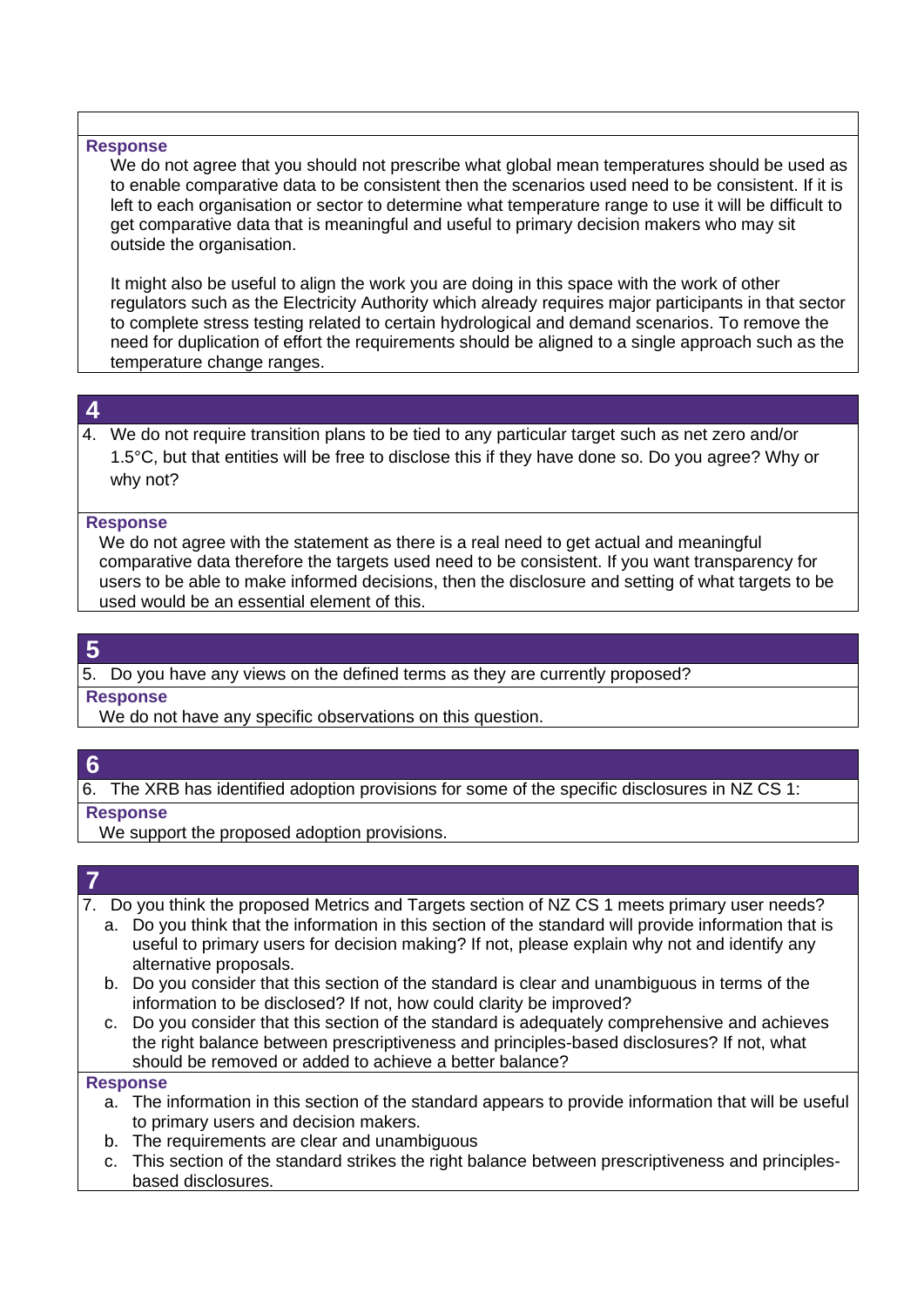**Response**

We do not agree that you should not prescribe what global mean temperatures should be used as to enable comparative data to be consistent then the scenarios used need to be consistent. If it is left to each organisation or sector to determine what temperature range to use it will be difficult to get comparative data that is meaningful and useful to primary decision makers who may sit outside the organisation.

It might also be useful to align the work you are doing in this space with the work of other regulators such as the Electricity Authority which already requires major participants in that sector to complete stress testing related to certain hydrological and demand scenarios. To remove the need for duplication of effort the requirements should be aligned to a single approach such as the temperature change ranges.

## 4

4. We do not require transition plans to be tied to any particular target such as net zero and/or 1.5°C, but that entities will be free to disclose this if they have done so. Do you agree? Why or why not?

**Response**

We do not agree with the statement as there is a real need to get actual and meaningful comparative data therefore the targets used need to be consistent. If you want transparency for users to be able to make informed decisions, then the disclosure and setting of what targets to be used would be an essential element of this.

## 5

5. Do you have any views on the defined terms as they are currently proposed?

**Response**

We do not have any specific observations on this question.

## 6

6. The XRB has identified adoption provisions for some of the specific disclosures in NZ CS 1:

**Response**

We support the proposed adoption provisions.

## 7

7. Do you think the proposed Metrics and Targets section of NZ CS 1 meets primary user needs?
   a. Do you think that the information in this section of the standard will provide information that is useful to primary users for decision making? If not, please explain why not and identify any alternative proposals.
   b. Do you consider that this section of the standard is clear and unambiguous in terms of the information to be disclosed? If not, how could clarity be improved?
   c. Do you consider that this section of the standard is adequately comprehensive and achieves the right balance between prescriptiveness and principles-based disclosures? If not, what should be removed or added to achieve a better balance?

**Response**

a. The information in this section of the standard appears to provide information that will be useful to primary users and decision makers.
b. The requirements are clear and unambiguous
c. This section of the standard strikes the right balance between prescriptiveness and principles-based disclosures.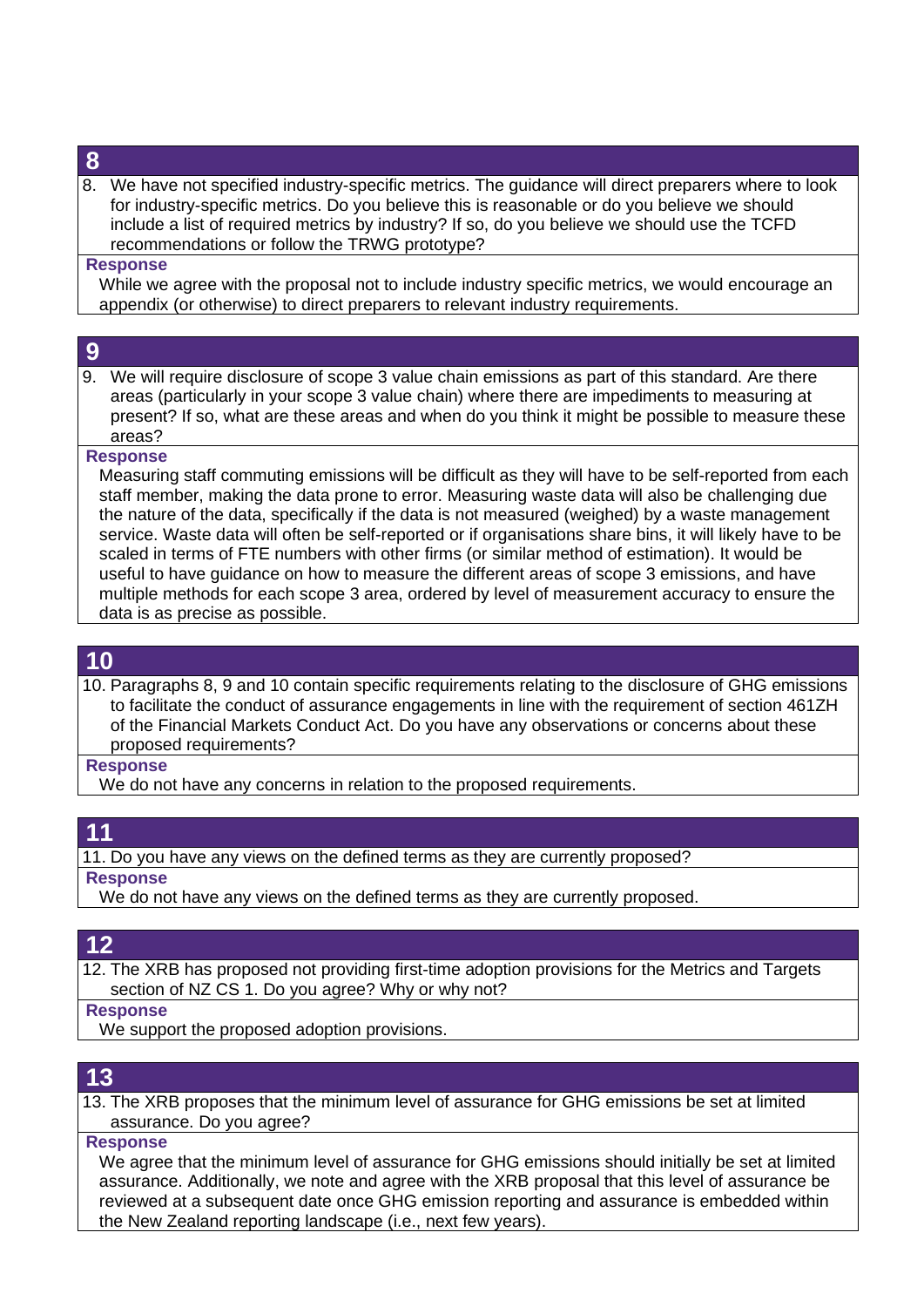## 8

8. We have not specified industry-specific metrics. The guidance will direct preparers where to look for industry-specific metrics. Do you believe this is reasonable or do you believe we should include a list of required metrics by industry? If so, do you believe we should use the TCFD recommendations or follow the TRWG prototype?

**Response**

While we agree with the proposal not to include industry specific metrics, we would encourage an appendix (or otherwise) to direct preparers to relevant industry requirements.

## 9

9. We will require disclosure of scope 3 value chain emissions as part of this standard. Are there areas (particularly in your scope 3 value chain) where there are impediments to measuring at present? If so, what are these areas and when do you think it might be possible to measure these areas?

**Response**

Measuring staff commuting emissions will be difficult as they will have to be self-reported from each staff member, making the data prone to error. Measuring waste data will also be challenging due the nature of the data, specifically if the data is not measured (weighed) by a waste management service. Waste data will often be self-reported or if organisations share bins, it will likely have to be scaled in terms of FTE numbers with other firms (or similar method of estimation). It would be useful to have guidance on how to measure the different areas of scope 3 emissions, and have multiple methods for each scope 3 area, ordered by level of measurement accuracy to ensure the data is as precise as possible.

## 10

10. Paragraphs 8, 9 and 10 contain specific requirements relating to the disclosure of GHG emissions to facilitate the conduct of assurance engagements in line with the requirement of section 461ZH of the Financial Markets Conduct Act. Do you have any observations or concerns about these proposed requirements?

**Response**

We do not have any concerns in relation to the proposed requirements.

## 11

11. Do you have any views on the defined terms as they are currently proposed?

**Response**

We do not have any views on the defined terms as they are currently proposed.

## 12

12. The XRB has proposed not providing first-time adoption provisions for the Metrics and Targets section of NZ CS 1. Do you agree? Why or why not?

**Response**

We support the proposed adoption provisions.

## 13

13. The XRB proposes that the minimum level of assurance for GHG emissions be set at limited assurance. Do you agree?

**Response**

We agree that the minimum level of assurance for GHG emissions should initially be set at limited assurance. Additionally, we note and agree with the XRB proposal that this level of assurance be reviewed at a subsequent date once GHG emission reporting and assurance is embedded within the New Zealand reporting landscape (i.e., next few years).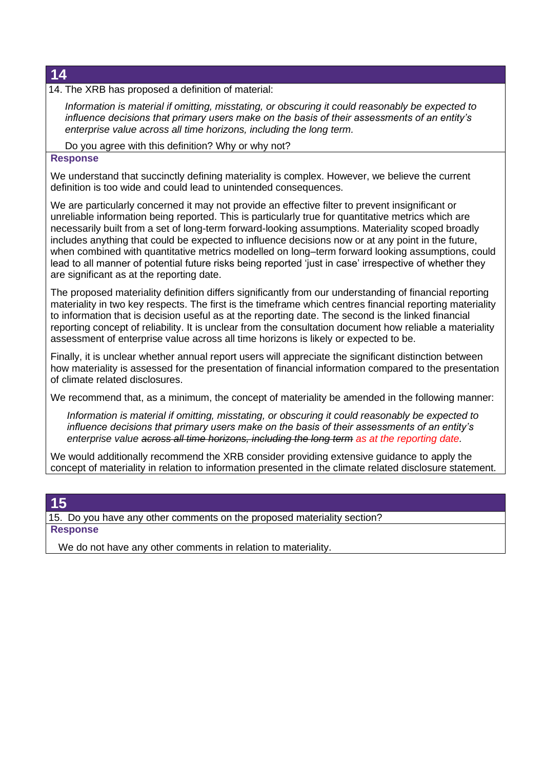## 14

14. The XRB has proposed a definition of material:

*Information is material if omitting, misstating, or obscuring it could reasonably be expected to influence decisions that primary users make on the basis of their assessments of an entity's enterprise value across all time horizons, including the long term.*

Do you agree with this definition? Why or why not?

**Response**

We understand that succinctly defining materiality is complex. However, we believe the current definition is too wide and could lead to unintended consequences.

We are particularly concerned it may not provide an effective filter to prevent insignificant or unreliable information being reported. This is particularly true for quantitative metrics which are necessarily built from a set of long-term forward-looking assumptions. Materiality scoped broadly includes anything that could be expected to influence decisions now or at any point in the future, when combined with quantitative metrics modelled on long–term forward looking assumptions, could lead to all manner of potential future risks being reported 'just in case' irrespective of whether they are significant as at the reporting date.

The proposed materiality definition differs significantly from our understanding of financial reporting materiality in two key respects. The first is the timeframe which centres financial reporting materiality to information that is decision useful as at the reporting date. The second is the linked financial reporting concept of reliability. It is unclear from the consultation document how reliable a materiality assessment of enterprise value across all time horizons is likely or expected to be.

Finally, it is unclear whether annual report users will appreciate the significant distinction between how materiality is assessed for the presentation of financial information compared to the presentation of climate related disclosures.

We recommend that, as a minimum, the concept of materiality be amended in the following manner:

*Information is material if omitting, misstating, or obscuring it could reasonably be expected to influence decisions that primary users make on the basis of their assessments of an entity's enterprise value ~~across all time horizons, including the long term~~ as at the reporting date.*

We would additionally recommend the XRB consider providing extensive guidance to apply the concept of materiality in relation to information presented in the climate related disclosure statement.

## 15

15. Do you have any other comments on the proposed materiality section?

**Response**

We do not have any other comments in relation to materiality.